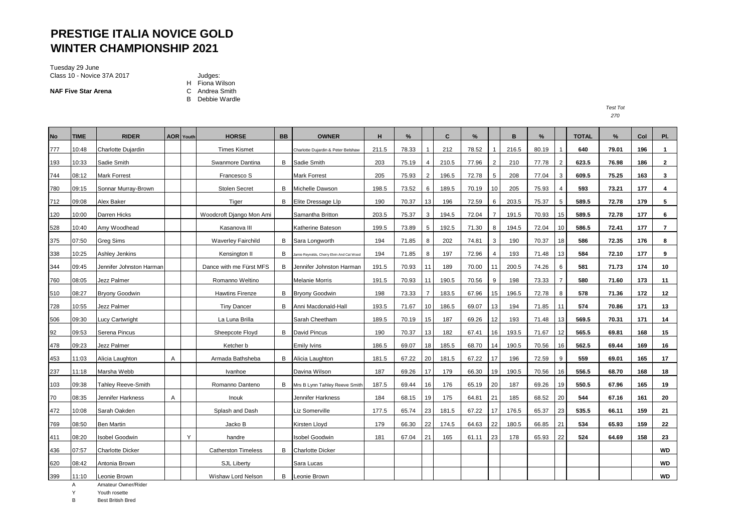# PRESTIGE ITALIA NOVICE GOLD WINTER CHAMPIONSHIP 2021

Tuesday 29 June
Class 10 - Novice 37A 2017

**NAF Five Star Arena**

Judges:
H Fiona Wilson
C Andrea Smith
B Debbie Wardle

*Test Tot*
*270*

| No | TIME | RIDER | AOR | Youth | HORSE | BB | OWNER | H | % | | C | % | | B | % | | TOTAL | % | Col | Pl. |
|---|---|---|---|---|---|---|---|---|---|---|---|---|---|---|---|---|---|---|---|---|
| 777 | 10:48 | Charlotte Dujardin | | | Times Kismet | | Charlotte Dujardin & Peter Belshaw | 211.5 | 78.33 | 1 | 212 | 78.52 | 1 | 216.5 | 80.19 | 1 | **640** | **79.01** | **196** | **1** |
| 193 | 10:33 | Sadie Smith | | | Swanmore Dantina | B | Sadie Smith | 203 | 75.19 | 4 | 210.5 | 77.96 | 2 | 210 | 77.78 | 2 | **623.5** | **76.98** | **186** | **2** |
| 744 | 08:12 | Mark Forrest | | | Francesco S | | Mark Forrest | 205 | 75.93 | 2 | 196.5 | 72.78 | 5 | 208 | 77.04 | 3 | **609.5** | **75.25** | **163** | **3** |
| 780 | 09:15 | Sonnar Murray-Brown | | | Stolen Secret | B | Michelle Dawson | 198.5 | 73.52 | 6 | 189.5 | 70.19 | 10 | 205 | 75.93 | 4 | **593** | **73.21** | **177** | **4** |
| 712 | 09:08 | Alex Baker | | | Tiger | B | Elite Dressage Llp | 190 | 70.37 | 13 | 196 | 72.59 | 6 | 203.5 | 75.37 | 5 | **589.5** | **72.78** | **179** | **5** |
| 120 | 10:00 | Darren Hicks | | | Woodcroft Django Mon Ami | | Samantha Britton | 203.5 | 75.37 | 3 | 194.5 | 72.04 | 7 | 191.5 | 70.93 | 15 | **589.5** | **72.78** | **177** | **6** |
| 528 | 10:40 | Amy Woodhead | | | Kasanova III | | Katherine Bateson | 199.5 | 73.89 | 5 | 192.5 | 71.30 | 8 | 194.5 | 72.04 | 10 | **586.5** | **72.41** | **177** | **7** |
| 375 | 07:50 | Greg Sims | | | Waverley Fairchild | B | Sara Longworth | 194 | 71.85 | 8 | 202 | 74.81 | 3 | 190 | 70.37 | 18 | **586** | **72.35** | **176** | **8** |
| 338 | 10:25 | Ashley Jenkins | | | Kensington II | B | Jamie Reynolds, Cherry Elvin And Cat Wood | 194 | 71.85 | 8 | 197 | 72.96 | 4 | 193 | 71.48 | 13 | **584** | **72.10** | **177** | **9** |
| 344 | 09:45 | Jennifer Johnston Harman | | | Dance with me Fürst MFS | B | Jennifer Johnston Harman | 191.5 | 70.93 | 11 | 189 | 70.00 | 11 | 200.5 | 74.26 | 6 | **581** | **71.73** | **174** | **10** |
| 760 | 08:05 | Jezz Palmer | | | Romanno Weltino | | Melanie Morris | 191.5 | 70.93 | 11 | 190.5 | 70.56 | 9 | 198 | 73.33 | 7 | **580** | **71.60** | **173** | **11** |
| 510 | 08:27 | Bryony Goodwin | | | Hawtins Firenze | B | Bryony Goodwin | 198 | 73.33 | 7 | 183.5 | 67.96 | 15 | 196.5 | 72.78 | 8 | **578** | **71.36** | **172** | **12** |
| 728 | 10:55 | Jezz Palmer | | | Tiny Dancer | B | Anni Macdonald-Hall | 193.5 | 71.67 | 10 | 186.5 | 69.07 | 13 | 194 | 71.85 | 11 | **574** | **70.86** | **171** | **13** |
| 506 | 09:30 | Lucy Cartwright | | | La Luna Brilla | | Sarah Cheetham | 189.5 | 70.19 | 15 | 187 | 69.26 | 12 | 193 | 71.48 | 13 | **569.5** | **70.31** | **171** | **14** |
| 92 | 09:53 | Serena Pincus | | | Sheepcote Floyd | B | David Pincus | 190 | 70.37 | 13 | 182 | 67.41 | 16 | 193.5 | 71.67 | 12 | **565.5** | **69.81** | **168** | **15** |
| 478 | 09:23 | Jezz Palmer | | | Ketcher b | | Emily Ivins | 186.5 | 69.07 | 18 | 185.5 | 68.70 | 14 | 190.5 | 70.56 | 16 | **562.5** | **69.44** | **169** | **16** |
| 453 | 11:03 | Alicia Laughton | A | | Armada Bathsheba | B | Alicia Laughton | 181.5 | 67.22 | 20 | 181.5 | 67.22 | 17 | 196 | 72.59 | 9 | **559** | **69.01** | **165** | **17** |
| 237 | 11:18 | Marsha Webb | | | Ivanhoe | | Davina Wilson | 187 | 69.26 | 17 | 179 | 66.30 | 19 | 190.5 | 70.56 | 16 | **556.5** | **68.70** | **168** | **18** |
| 103 | 09:38 | Tahley Reeve-Smith | | | Romanno Danteno | B | Mrs B Lynn Tahley Reeve Smith | 187.5 | 69.44 | 16 | 176 | 65.19 | 20 | 187 | 69.26 | 19 | **550.5** | **67.96** | **165** | **19** |
| 70 | 08:35 | Jennifer Harkness | A | | Inouk | | Jennifer Harkness | 184 | 68.15 | 19 | 175 | 64.81 | 21 | 185 | 68.52 | 20 | **544** | **67.16** | **161** | **20** |
| 472 | 10:08 | Sarah Oakden | | | Splash and Dash | | Liz Somerville | 177.5 | 65.74 | 23 | 181.5 | 67.22 | 17 | 176.5 | 65.37 | 23 | **535.5** | **66.11** | **159** | **21** |
| 769 | 08:50 | Ben Martin | | | Jacko B | | Kirsten Lloyd | 179 | 66.30 | 22 | 174.5 | 64.63 | 22 | 180.5 | 66.85 | 21 | **534** | **65.93** | **159** | **22** |
| 411 | 08:20 | Isobel Goodwin | | Y | handre | | Isobel Goodwin | 181 | 67.04 | 21 | 165 | 61.11 | 23 | 178 | 65.93 | 22 | **524** | **64.69** | **158** | **23** |
| 436 | 07:57 | Charlotte Dicker | | | Catherston Timeless | B | Charlotte Dicker | | | | | | | | | | | | | **WD** |
| 620 | 08:42 | Antonia Brown | | | SJL Liberty | | Sara Lucas | | | | | | | | | | | | | **WD** |
| 399 | 11:10 | Leonie Brown | | | Wishaw Lord Nelson | B | Leonie Brown | | | | | | | | | | | | | **WD** |

A Amateur Owner/Rider
Y Youth rosette
B Best British Bred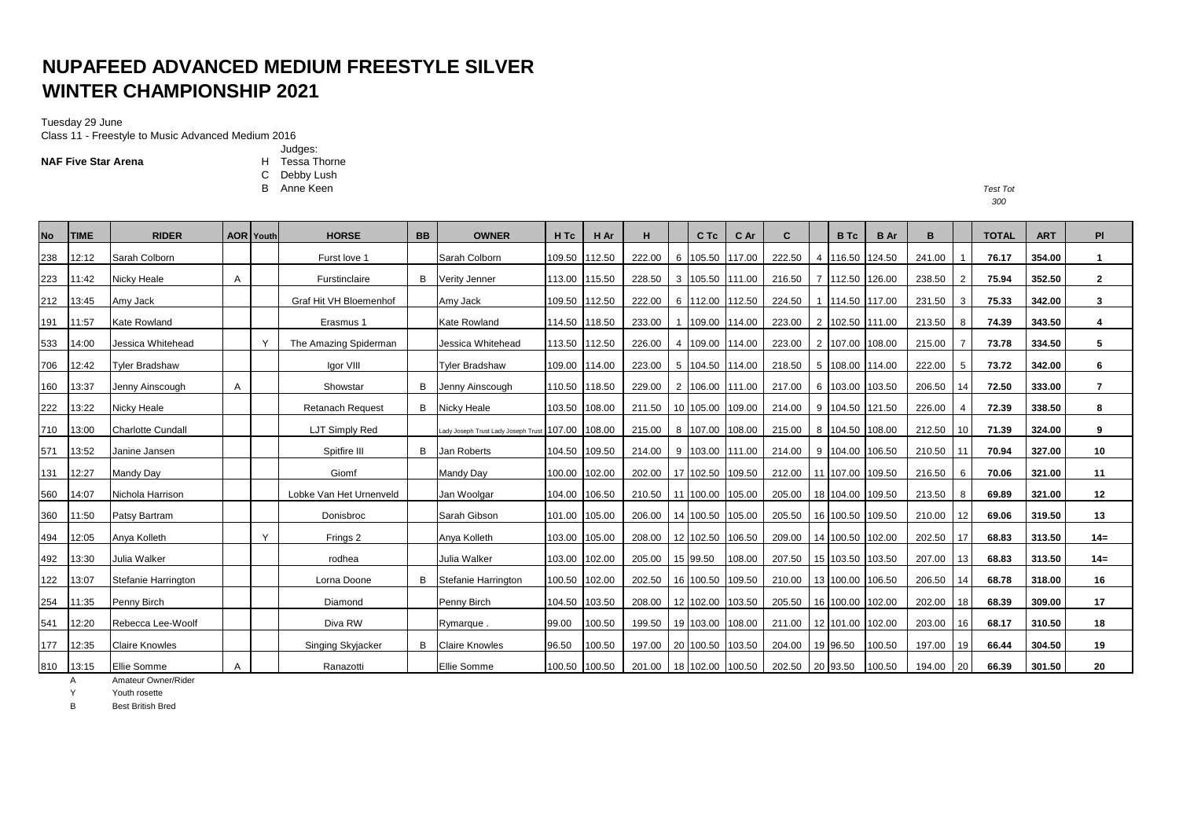# NUPAFEED ADVANCED MEDIUM FREESTYLE SILVER WINTER CHAMPIONSHIP 2021

Tuesday 29 June

Class 11 - Freestyle to Music Advanced Medium 2016

**NAF Five Star Arena**

Judges:
H Tessa Thorne
C Debby Lush
B Anne Keen

*Test Tot*
*300*

| No | TIME | RIDER | AOR | Youth | HORSE | BB | OWNER | H Tc | H Ar | H | | C Tc | C Ar | C | | B Tc | B Ar | B | | TOTAL | ART | Pl |
|---|---|---|---|---|---|---|---|---|---|---|---|---|---|---|---|---|---|---|---|---|---|---|
| 238 | 12:12 | Sarah Colborn | | | Furst love 1 | | Sarah Colborn | 109.50 | 112.50 | 222.00 | 6 | 105.50 | 117.00 | 222.50 | 4 | 116.50 | 124.50 | 241.00 | 1 | 76.17 | 354.00 | 1 |
| 223 | 11:42 | Nicky Heale | A | | Furstinclaire | B | Verity Jenner | 113.00 | 115.50 | 228.50 | 3 | 105.50 | 111.00 | 216.50 | 7 | 112.50 | 126.00 | 238.50 | 2 | 75.94 | 352.50 | 2 |
| 212 | 13:45 | Amy Jack | | | Graf Hit VH Bloemenhof | | Amy Jack | 109.50 | 112.50 | 222.00 | 6 | 112.00 | 112.50 | 224.50 | 1 | 114.50 | 117.00 | 231.50 | 3 | 75.33 | 342.00 | 3 |
| 191 | 11:57 | Kate Rowland | | | Erasmus 1 | | Kate Rowland | 114.50 | 118.50 | 233.00 | 1 | 109.00 | 114.00 | 223.00 | 2 | 102.50 | 111.00 | 213.50 | 8 | 74.39 | 343.50 | 4 |
| 533 | 14:00 | Jessica Whitehead | | Y | The Amazing Spiderman | | Jessica Whitehead | 113.50 | 112.50 | 226.00 | 4 | 109.00 | 114.00 | 223.00 | 2 | 107.00 | 108.00 | 215.00 | 7 | 73.78 | 334.50 | 5 |
| 706 | 12:42 | Tyler Bradshaw | | | Igor VIII | | Tyler Bradshaw | 109.00 | 114.00 | 223.00 | 5 | 104.50 | 114.00 | 218.50 | 5 | 108.00 | 114.00 | 222.00 | 5 | 73.72 | 342.00 | 6 |
| 160 | 13:37 | Jenny Ainscough | A | | Showstar | B | Jenny Ainscough | 110.50 | 118.50 | 229.00 | 2 | 106.00 | 111.00 | 217.00 | 6 | 103.00 | 103.50 | 206.50 | 14 | 72.50 | 333.00 | 7 |
| 222 | 13:22 | Nicky Heale | | | Retanach Request | B | Nicky Heale | 103.50 | 108.00 | 211.50 | 10 | 105.00 | 109.00 | 214.00 | 9 | 104.50 | 121.50 | 226.00 | 4 | 72.39 | 338.50 | 8 |
| 710 | 13:00 | Charlotte Cundall | | | LJT Simply Red | | Lady Joseph Trust Lady Joseph Trust | 107.00 | 108.00 | 215.00 | 8 | 107.00 | 108.00 | 215.00 | 8 | 104.50 | 108.00 | 212.50 | 10 | 71.39 | 324.00 | 9 |
| 571 | 13:52 | Janine Jansen | | | Spitfire III | B | Jan Roberts | 104.50 | 109.50 | 214.00 | 9 | 103.00 | 111.00 | 214.00 | 9 | 104.00 | 106.50 | 210.50 | 11 | 70.94 | 327.00 | 10 |
| 131 | 12:27 | Mandy Day | | | Giomf | | Mandy Day | 100.00 | 102.00 | 202.00 | 17 | 102.50 | 109.50 | 212.00 | 11 | 107.00 | 109.50 | 216.50 | 6 | 70.06 | 321.00 | 11 |
| 560 | 14:07 | Nichola Harrison | | | Lobke Van Het Urnenveld | | Jan Woolgar | 104.00 | 106.50 | 210.50 | 11 | 100.00 | 105.00 | 205.00 | 18 | 104.00 | 109.50 | 213.50 | 8 | 69.89 | 321.00 | 12 |
| 360 | 11:50 | Patsy Bartram | | | Donisbroc | | Sarah Gibson | 101.00 | 105.00 | 206.00 | 14 | 100.50 | 105.00 | 205.50 | 16 | 100.50 | 109.50 | 210.00 | 12 | 69.06 | 319.50 | 13 |
| 494 | 12:05 | Anya Kolleth | | Y | Frings 2 | | Anya Kolleth | 103.00 | 105.00 | 208.00 | 12 | 102.50 | 106.50 | 209.00 | 14 | 100.50 | 102.00 | 202.50 | 17 | 68.83 | 313.50 | 14= |
| 492 | 13:30 | Julia Walker | | | rodhea | | Julia Walker | 103.00 | 102.00 | 205.00 | 15 | 99.50 | 108.00 | 207.50 | 15 | 103.50 | 103.50 | 207.00 | 13 | 68.83 | 313.50 | 14= |
| 122 | 13:07 | Stefanie Harrington | | | Lorna Doone | B | Stefanie Harrington | 100.50 | 102.00 | 202.50 | 16 | 100.50 | 109.50 | 210.00 | 13 | 100.00 | 106.50 | 206.50 | 14 | 68.78 | 318.00 | 16 |
| 254 | 11:35 | Penny Birch | | | Diamond | | Penny Birch | 104.50 | 103.50 | 208.00 | 12 | 102.00 | 103.50 | 205.50 | 16 | 100.00 | 102.00 | 202.00 | 18 | 68.39 | 309.00 | 17 |
| 541 | 12:20 | Rebecca Lee-Woolf | | | Diva RW | | Rymarque . | 99.00 | 100.50 | 199.50 | 19 | 103.00 | 108.00 | 211.00 | 12 | 101.00 | 102.00 | 203.00 | 16 | 68.17 | 310.50 | 18 |
| 177 | 12:35 | Claire Knowles | | | Singing Skyjacker | B | Claire Knowles | 96.50 | 100.50 | 197.00 | 20 | 100.50 | 103.50 | 204.00 | 19 | 96.50 | 100.50 | 197.00 | 19 | 66.44 | 304.50 | 19 |
| 810 | 13:15 | Ellie Somme | A | | Ranazotti | | Ellie Somme | 100.50 | 100.50 | 201.00 | 18 | 102.00 | 100.50 | 202.50 | 20 | 93.50 | 100.50 | 194.00 | 20 | 66.39 | 301.50 | 20 |

A Amateur Owner/Rider
Y Youth rosette
B Best British Bred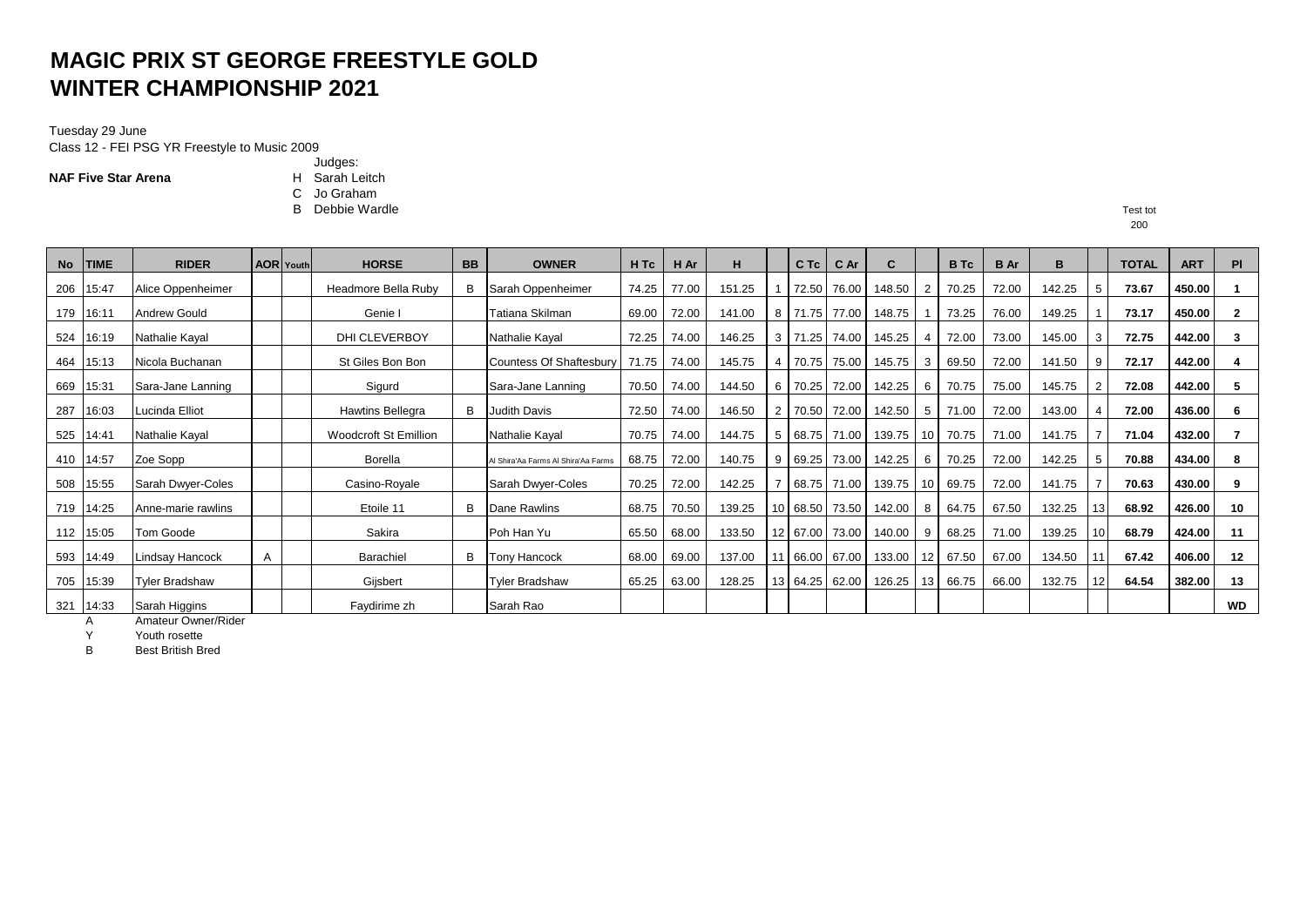# MAGIC PRIX ST GEORGE FREESTYLE GOLD
# WINTER CHAMPIONSHIP 2021

Tuesday 29 June

Class 12 - FEI PSG YR Freestyle to Music 2009

**NAF Five Star Arena**

Judges:
H Sarah Leitch
C Jo Graham
B Debbie Wardle

Test tot
200

| No | TIME | RIDER | AOR | Youth | HORSE | BB | OWNER | H Tc | H Ar | H | | C Tc | C Ar | C | | B Tc | B Ar | B | | TOTAL | ART | Pl |
|---|---|---|---|---|---|---|---|---|---|---|---|---|---|---|---|---|---|---|---|---|---|---|
| 206 | 15:47 | Alice Oppenheimer | | | Headmore Bella Ruby | B | Sarah Oppenheimer | 74.25 | 77.00 | 151.25 | 1 | 72.50 | 76.00 | 148.50 | 2 | 70.25 | 72.00 | 142.25 | 5 | 73.67 | 450.00 | 1 |
| 179 | 16:11 | Andrew Gould | | | Genie I | | Tatiana Skilman | 69.00 | 72.00 | 141.00 | 8 | 71.75 | 77.00 | 148.75 | 1 | 73.25 | 76.00 | 149.25 | 1 | 73.17 | 450.00 | 2 |
| 524 | 16:19 | Nathalie Kayal | | | DHI CLEVERBOY | | Nathalie Kayal | 72.25 | 74.00 | 146.25 | 3 | 71.25 | 74.00 | 145.25 | 4 | 72.00 | 73.00 | 145.00 | 3 | 72.75 | 442.00 | 3 |
| 464 | 15:13 | Nicola Buchanan | | | St Giles Bon Bon | | Countess Of Shaftesbury | 71.75 | 74.00 | 145.75 | 4 | 70.75 | 75.00 | 145.75 | 3 | 69.50 | 72.00 | 141.50 | 9 | 72.17 | 442.00 | 4 |
| 669 | 15:31 | Sara-Jane Lanning | | | Sigurd | | Sara-Jane Lanning | 70.50 | 74.00 | 144.50 | 6 | 70.25 | 72.00 | 142.25 | 6 | 70.75 | 75.00 | 145.75 | 2 | 72.08 | 442.00 | 5 |
| 287 | 16:03 | Lucinda Elliot | | | Hawtins Bellegra | B | Judith Davis | 72.50 | 74.00 | 146.50 | 2 | 70.50 | 72.00 | 142.50 | 5 | 71.00 | 72.00 | 143.00 | 4 | 72.00 | 436.00 | 6 |
| 525 | 14:41 | Nathalie Kayal | | | Woodcroft St Emillion | | Nathalie Kayal | 70.75 | 74.00 | 144.75 | 5 | 68.75 | 71.00 | 139.75 | 10 | 70.75 | 71.00 | 141.75 | 7 | 71.04 | 432.00 | 7 |
| 410 | 14:57 | Zoe Sopp | | | Borella | | Al Shira'Aa Farms Al Shira'Aa Farms | 68.75 | 72.00 | 140.75 | 9 | 69.25 | 73.00 | 142.25 | 6 | 70.25 | 72.00 | 142.25 | 5 | 70.88 | 434.00 | 8 |
| 508 | 15:55 | Sarah Dwyer-Coles | | | Casino-Royale | | Sarah Dwyer-Coles | 70.25 | 72.00 | 142.25 | 7 | 68.75 | 71.00 | 139.75 | 10 | 69.75 | 72.00 | 141.75 | 7 | 70.63 | 430.00 | 9 |
| 719 | 14:25 | Anne-marie rawlins | | | Etoile 11 | B | Dane Rawlins | 68.75 | 70.50 | 139.25 | 10 | 68.50 | 73.50 | 142.00 | 8 | 64.75 | 67.50 | 132.25 | 13 | 68.92 | 426.00 | 10 |
| 112 | 15:05 | Tom Goode | | | Sakira | | Poh Han Yu | 65.50 | 68.00 | 133.50 | 12 | 67.00 | 73.00 | 140.00 | 9 | 68.25 | 71.00 | 139.25 | 10 | 68.79 | 424.00 | 11 |
| 593 | 14:49 | Lindsay Hancock | A | | Barachiel | B | Tony Hancock | 68.00 | 69.00 | 137.00 | 11 | 66.00 | 67.00 | 133.00 | 12 | 67.50 | 67.00 | 134.50 | 11 | 67.42 | 406.00 | 12 |
| 705 | 15:39 | Tyler Bradshaw | | | Gijsbert | | Tyler Bradshaw | 65.25 | 63.00 | 128.25 | 13 | 64.25 | 62.00 | 126.25 | 13 | 66.75 | 66.00 | 132.75 | 12 | 64.54 | 382.00 | 13 |
| 321 | 14:33 | Sarah Higgins | | | Faydirime zh | | Sarah Rao | | | | | | | | | | | | | | | WD |

A Amateur Owner/Rider
Y Youth rosette
B Best British Bred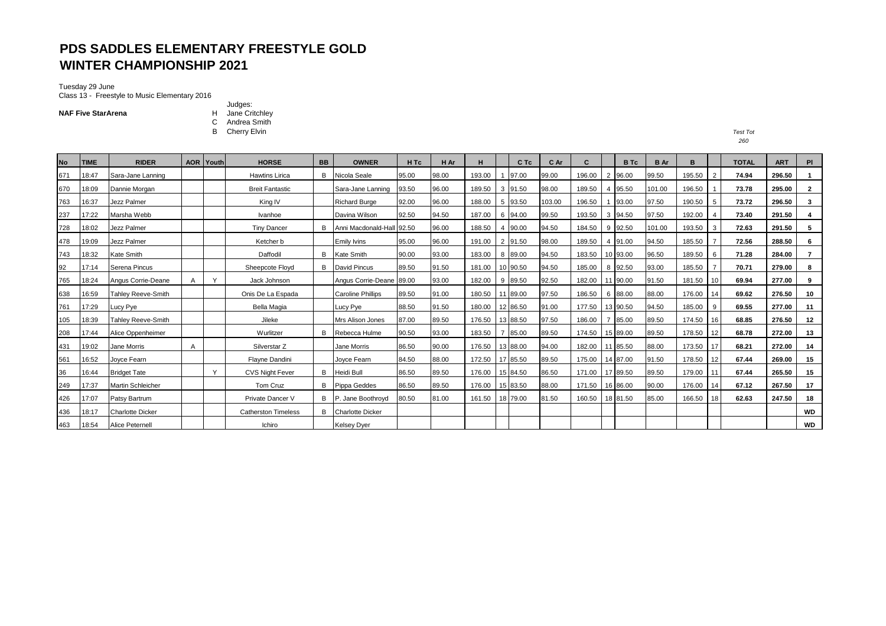# PDS SADDLES ELEMENTARY FREESTYLE GOLD
# WINTER CHAMPIONSHIP 2021

Tuesday 29 June
Class 13 - Freestyle to Music Elementary 2016

**NAF Five StarArena**

Judges:
H Jane Critchley
C Andrea Smith
B Cherry Elvin

*Test Tot*
*260*

| No | TIME | RIDER | AOR | Youth | HORSE | BB | OWNER | H Tc | H Ar | H | | C Tc | C Ar | C | | B Tc | B Ar | B | | TOTAL | ART | Pl |
|---|---|---|---|---|---|---|---|---|---|---|---|---|---|---|---|---|---|---|---|---|---|---|
| 671 | 18:47 | Sara-Jane Lanning | | | Hawtins Lirica | B | Nicola Seale | 95.00 | 98.00 | 193.00 | 1 | 97.00 | 99.00 | 196.00 | 2 | 96.00 | 99.50 | 195.50 | 2 | **74.94** | **296.50** | **1** |
| 670 | 18:09 | Dannie Morgan | | | Breit Fantastic | | Sara-Jane Lanning | 93.50 | 96.00 | 189.50 | 3 | 91.50 | 98.00 | 189.50 | 4 | 95.50 | 101.00 | 196.50 | 1 | **73.78** | **295.00** | **2** |
| 763 | 16:37 | Jezz Palmer | | | King IV | | Richard Burge | 92.00 | 96.00 | 188.00 | 5 | 93.50 | 103.00 | 196.50 | 1 | 93.00 | 97.50 | 190.50 | 5 | **73.72** | **296.50** | **3** |
| 237 | 17:22 | Marsha Webb | | | Ivanhoe | | Davina Wilson | 92.50 | 94.50 | 187.00 | 6 | 94.00 | 99.50 | 193.50 | 3 | 94.50 | 97.50 | 192.00 | 4 | **73.40** | **291.50** | **4** |
| 728 | 18:02 | Jezz Palmer | | | Tiny Dancer | B | Anni Macdonald-Hall | 92.50 | 96.00 | 188.50 | 4 | 90.00 | 94.50 | 184.50 | 9 | 92.50 | 101.00 | 193.50 | 3 | **72.63** | **291.50** | **5** |
| 478 | 19:09 | Jezz Palmer | | | Ketcher b | | Emily Ivins | 95.00 | 96.00 | 191.00 | 2 | 91.50 | 98.00 | 189.50 | 4 | 91.00 | 94.50 | 185.50 | 7 | **72.56** | **288.50** | **6** |
| 743 | 18:32 | Kate Smith | | | Daffodil | B | Kate Smith | 90.00 | 93.00 | 183.00 | 8 | 89.00 | 94.50 | 183.50 | 10 | 93.00 | 96.50 | 189.50 | 6 | **71.28** | **284.00** | **7** |
| 92 | 17:14 | Serena Pincus | | | Sheepcote Floyd | B | David Pincus | 89.50 | 91.50 | 181.00 | 10 | 90.50 | 94.50 | 185.00 | 8 | 92.50 | 93.00 | 185.50 | 7 | **70.71** | **279.00** | **8** |
| 765 | 18:24 | Angus Corrie-Deane | A | Y | Jack Johnson | | Angus Corrie-Deane | 89.00 | 93.00 | 182.00 | 9 | 89.50 | 92.50 | 182.00 | 11 | 90.00 | 91.50 | 181.50 | 10 | **69.94** | **277.00** | **9** |
| 638 | 16:59 | Tahley Reeve-Smith | | | Onis De La Espada | | Caroline Phillips | 89.50 | 91.00 | 180.50 | 11 | 89.00 | 97.50 | 186.50 | 6 | 88.00 | 88.00 | 176.00 | 14 | **69.62** | **276.50** | **10** |
| 761 | 17:29 | Lucy Pye | | | Bella Magia | | Lucy Pye | 88.50 | 91.50 | 180.00 | 12 | 86.50 | 91.00 | 177.50 | 13 | 90.50 | 94.50 | 185.00 | 9 | **69.55** | **277.00** | **11** |
| 105 | 18:39 | Tahley Reeve-Smith | | | Jileke | | Mrs Alison Jones | 87.00 | 89.50 | 176.50 | 13 | 88.50 | 97.50 | 186.00 | 7 | 85.00 | 89.50 | 174.50 | 16 | **68.85** | **276.50** | **12** |
| 208 | 17:44 | Alice Oppenheimer | | | Wurlitzer | B | Rebecca Hulme | 90.50 | 93.00 | 183.50 | 7 | 85.00 | 89.50 | 174.50 | 15 | 89.00 | 89.50 | 178.50 | 12 | **68.78** | **272.00** | **13** |
| 431 | 19:02 | Jane Morris | A | | Silverstar Z | | Jane Morris | 86.50 | 90.00 | 176.50 | 13 | 88.00 | 94.00 | 182.00 | 11 | 85.50 | 88.00 | 173.50 | 17 | **68.21** | **272.00** | **14** |
| 561 | 16:52 | Joyce Fearn | | | Flayne Dandini | | Joyce Fearn | 84.50 | 88.00 | 172.50 | 17 | 85.50 | 89.50 | 175.00 | 14 | 87.00 | 91.50 | 178.50 | 12 | **67.44** | **269.00** | **15** |
| 36 | 16:44 | Bridget Tate | | Y | CVS Night Fever | B | Heidi Bull | 86.50 | 89.50 | 176.00 | 15 | 84.50 | 86.50 | 171.00 | 17 | 89.50 | 89.50 | 179.00 | 11 | **67.44** | **265.50** | **15** |
| 249 | 17:37 | Martin Schleicher | | | Tom Cruz | B | Pippa Geddes | 86.50 | 89.50 | 176.00 | 15 | 83.50 | 88.00 | 171.50 | 16 | 86.00 | 90.00 | 176.00 | 14 | **67.12** | **267.50** | **17** |
| 426 | 17:07 | Patsy Bartrum | | | Private Dancer V | B | P. Jane Boothroyd | 80.50 | 81.00 | 161.50 | 18 | 79.00 | 81.50 | 160.50 | 18 | 81.50 | 85.00 | 166.50 | 18 | **62.63** | **247.50** | **18** |
| 436 | 18:17 | Charlotte Dicker | | | Catherston Timeless | B | Charlotte Dicker | | | | | | | | | | | | | | | **WD** |
| 463 | 18:54 | Alice Peternell | | | Ichiro | | Kelsey Dyer | | | | | | | | | | | | | | | **WD** |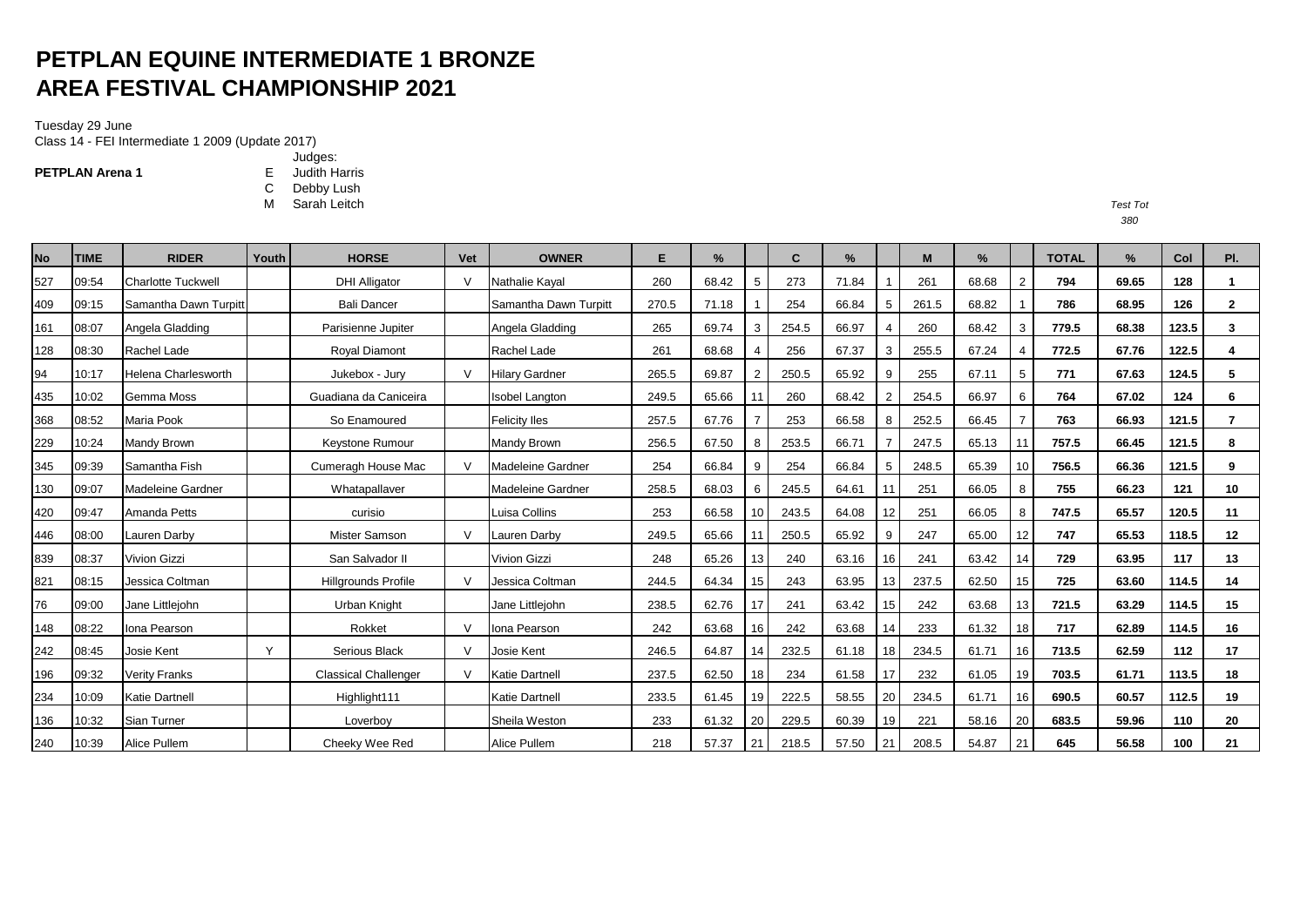# PETPLAN EQUINE INTERMEDIATE 1 BRONZE
# AREA FESTIVAL CHAMPIONSHIP 2021

Tuesday 29 June

Class 14 - FEI Intermediate 1 2009 (Update 2017)

**PETPLAN Arena 1**

Judges:
E Judith Harris
C Debby Lush
M Sarah Leitch

*Test Tot*
*380*

| No | TIME | RIDER | Youth | HORSE | Vet | OWNER | E | % | | C | % | | M | % | | TOTAL | % | Col | Pl. |
|---|---|---|---|---|---|---|---|---|---|---|---|---|---|---|---|---|---|---|---|
| 527 | 09:54 | Charlotte Tuckwell | | DHI Alligator | V | Nathalie Kayal | 260 | 68.42 | 5 | 273 | 71.84 | 1 | 261 | 68.68 | 2 | **794** | **69.65** | **128** | **1** |
| 409 | 09:15 | Samantha Dawn Turpitt | | Bali Dancer | | Samantha Dawn Turpitt | 270.5 | 71.18 | 1 | 254 | 66.84 | 5 | 261.5 | 68.82 | 1 | **786** | **68.95** | **126** | **2** |
| 161 | 08:07 | Angela Gladding | | Parisienne Jupiter | | Angela Gladding | 265 | 69.74 | 3 | 254.5 | 66.97 | 4 | 260 | 68.42 | 3 | **779.5** | **68.38** | **123.5** | **3** |
| 128 | 08:30 | Rachel Lade | | Royal Diamont | | Rachel Lade | 261 | 68.68 | 4 | 256 | 67.37 | 3 | 255.5 | 67.24 | 4 | **772.5** | **67.76** | **122.5** | **4** |
| 94 | 10:17 | Helena Charlesworth | | Jukebox - Jury | V | Hilary Gardner | 265.5 | 69.87 | 2 | 250.5 | 65.92 | 9 | 255 | 67.11 | 5 | **771** | **67.63** | **124.5** | **5** |
| 435 | 10:02 | Gemma Moss | | Guadiana da Caniceira | | Isobel Langton | 249.5 | 65.66 | 11 | 260 | 68.42 | 2 | 254.5 | 66.97 | 6 | **764** | **67.02** | **124** | **6** |
| 368 | 08:52 | Maria Pook | | So Enamoured | | Felicity Iles | 257.5 | 67.76 | 7 | 253 | 66.58 | 8 | 252.5 | 66.45 | 7 | **763** | **66.93** | **121.5** | **7** |
| 229 | 10:24 | Mandy Brown | | Keystone Rumour | | Mandy Brown | 256.5 | 67.50 | 8 | 253.5 | 66.71 | 7 | 247.5 | 65.13 | 11 | **757.5** | **66.45** | **121.5** | **8** |
| 345 | 09:39 | Samantha Fish | | Cumeragh House Mac | V | Madeleine Gardner | 254 | 66.84 | 9 | 254 | 66.84 | 5 | 248.5 | 65.39 | 10 | **756.5** | **66.36** | **121.5** | **9** |
| 130 | 09:07 | Madeleine Gardner | | Whatapallaver | | Madeleine Gardner | 258.5 | 68.03 | 6 | 245.5 | 64.61 | 11 | 251 | 66.05 | 8 | **755** | **66.23** | **121** | **10** |
| 420 | 09:47 | Amanda Petts | | curisio | | Luisa Collins | 253 | 66.58 | 10 | 243.5 | 64.08 | 12 | 251 | 66.05 | 8 | **747.5** | **65.57** | **120.5** | **11** |
| 446 | 08:00 | Lauren Darby | | Mister Samson | V | Lauren Darby | 249.5 | 65.66 | 11 | 250.5 | 65.92 | 9 | 247 | 65.00 | 12 | **747** | **65.53** | **118.5** | **12** |
| 839 | 08:37 | Vivion Gizzi | | San Salvador II | | Vivion Gizzi | 248 | 65.26 | 13 | 240 | 63.16 | 16 | 241 | 63.42 | 14 | **729** | **63.95** | **117** | **13** |
| 821 | 08:15 | Jessica Coltman | | Hillgrounds Profile | V | Jessica Coltman | 244.5 | 64.34 | 15 | 243 | 63.95 | 13 | 237.5 | 62.50 | 15 | **725** | **63.60** | **114.5** | **14** |
| 76 | 09:00 | Jane Littlejohn | | Urban Knight | | Jane Littlejohn | 238.5 | 62.76 | 17 | 241 | 63.42 | 15 | 242 | 63.68 | 13 | **721.5** | **63.29** | **114.5** | **15** |
| 148 | 08:22 | Iona Pearson | | Rokket | V | Iona Pearson | 242 | 63.68 | 16 | 242 | 63.68 | 14 | 233 | 61.32 | 18 | **717** | **62.89** | **114.5** | **16** |
| 242 | 08:45 | Josie Kent | Y | Serious Black | V | Josie Kent | 246.5 | 64.87 | 14 | 232.5 | 61.18 | 18 | 234.5 | 61.71 | 16 | **713.5** | **62.59** | **112** | **17** |
| 196 | 09:32 | Verity Franks | | Classical Challenger | V | Katie Dartnell | 237.5 | 62.50 | 18 | 234 | 61.58 | 17 | 232 | 61.05 | 19 | **703.5** | **61.71** | **113.5** | **18** |
| 234 | 10:09 | Katie Dartnell | | Highlight111 | | Katie Dartnell | 233.5 | 61.45 | 19 | 222.5 | 58.55 | 20 | 234.5 | 61.71 | 16 | **690.5** | **60.57** | **112.5** | **19** |
| 136 | 10:32 | Sian Turner | | Loverboy | | Sheila Weston | 233 | 61.32 | 20 | 229.5 | 60.39 | 19 | 221 | 58.16 | 20 | **683.5** | **59.96** | **110** | **20** |
| 240 | 10:39 | Alice Pullem | | Cheeky Wee Red | | Alice Pullem | 218 | 57.37 | 21 | 218.5 | 57.50 | 21 | 208.5 | 54.87 | 21 | **645** | **56.58** | **100** | **21** |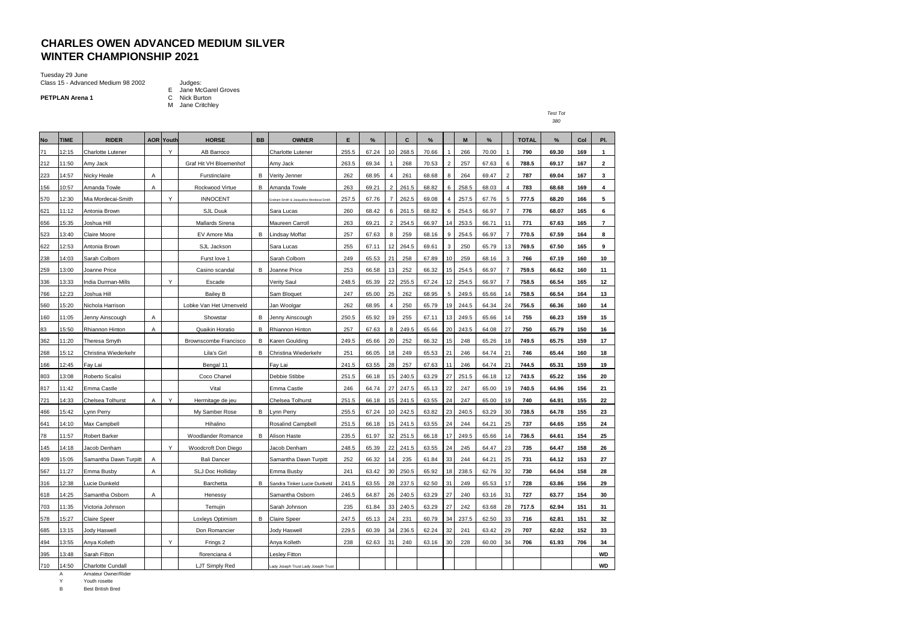# CHARLES OWEN ADVANCED MEDIUM SILVER
# WINTER CHAMPIONSHIP 2021

Tuesday 29 June
Class 15 - Advanced Medium 98 2002

**PETPLAN Arena 1**

Judges:
E Jane McGarel Groves
C Nick Burton
M Jane Critchley

*Test Tot*
*380*

| No | TIME | RIDER | AOR | Youth | HORSE | BB | OWNER | E | % | | C | % | | M | % | | TOTAL | % | Col | Pl. |
|---|---|---|---|---|---|---|---|---|---|---|---|---|---|---|---|---|---|---|---|---|
| 71 | 12:15 | Charlotte Lutener | | Y | AB Barroco | | Charlotte Lutener | 255.5 | 67.24 | 10 | 268.5 | 70.66 | 1 | 266 | 70.00 | 1 | 790 | 69.30 | 169 | 1 |
| 212 | 11:50 | Amy Jack | | | Graf Hit VH Bloemenhof | | Amy Jack | 263.5 | 69.34 | 1 | 268 | 70.53 | 2 | 257 | 67.63 | 6 | 788.5 | 69.17 | 167 | 2 |
| 223 | 14:57 | Nicky Heale | A | | Furstinclaire | B | Verity Jenner | 262 | 68.95 | 4 | 261 | 68.68 | 8 | 264 | 69.47 | 2 | 787 | 69.04 | 167 | 3 |
| 156 | 10:57 | Amanda Towle | A | | Rockwood Virtue | B | Amanda Towle | 263 | 69.21 | 2 | 261.5 | 68.82 | 6 | 258.5 | 68.03 | 4 | 783 | 68.68 | 169 | 4 |
| 570 | 12:30 | Mia Mordecai-Smith | | Y | INNOCENT | | Graham Smith & Jacqueline Mordecai-Smith | 257.5 | 67.76 | 7 | 262.5 | 69.08 | 4 | 257.5 | 67.76 | 5 | 777.5 | 68.20 | 166 | 5 |
| 621 | 11:12 | Antonia Brown | | | SJL Duuk | | Sara Lucas | 260 | 68.42 | 6 | 261.5 | 68.82 | 6 | 254.5 | 66.97 | 7 | 776 | 68.07 | 165 | 6 |
| 656 | 15:35 | Joshua Hill | | | Mallards Sirena | | Maureen Carroll | 263 | 69.21 | 2 | 254.5 | 66.97 | 14 | 253.5 | 66.71 | 11 | 771 | 67.63 | 165 | 7 |
| 523 | 13:40 | Claire Moore | | | EV Amore Mia | B | Lindsay Moffat | 257 | 67.63 | 8 | 259 | 68.16 | 9 | 254.5 | 66.97 | 7 | 770.5 | 67.59 | 164 | 8 |
| 622 | 12:53 | Antonia Brown | | | SJL Jackson | | Sara Lucas | 255 | 67.11 | 12 | 264.5 | 69.61 | 3 | 250 | 65.79 | 13 | 769.5 | 67.50 | 165 | 9 |
| 238 | 14:03 | Sarah Colborn | | | Furst love 1 | | Sarah Colborn | 249 | 65.53 | 21 | 258 | 67.89 | 10 | 259 | 68.16 | 3 | 766 | 67.19 | 160 | 10 |
| 259 | 13:00 | Joanne Price | | | Casino scandal | B | Joanne Price | 253 | 66.58 | 13 | 252 | 66.32 | 15 | 254.5 | 66.97 | 7 | 759.5 | 66.62 | 160 | 11 |
| 336 | 13:33 | India Durman-Mills | | Y | Escade | | Verity Saul | 248.5 | 65.39 | 22 | 255.5 | 67.24 | 12 | 254.5 | 66.97 | 7 | 758.5 | 66.54 | 165 | 12 |
| 766 | 12:23 | Joshua Hill | | | Bailey B | | Sam Bloquet | 247 | 65.00 | 25 | 262 | 68.95 | 5 | 249.5 | 65.66 | 14 | 758.5 | 66.54 | 164 | 13 |
| 560 | 15:20 | Nichola Harrison | | | Lobke Van Het Urnenveld | | Jan Woolgar | 262 | 68.95 | 4 | 250 | 65.79 | 19 | 244.5 | 64.34 | 24 | 756.5 | 66.36 | 160 | 14 |
| 160 | 11:05 | Jenny Ainscough | A | | Showstar | B | Jenny Ainscough | 250.5 | 65.92 | 19 | 255 | 67.11 | 13 | 249.5 | 65.66 | 14 | 755 | 66.23 | 159 | 15 |
| 83 | 15:50 | Rhiannon Hinton | A | | Quaikin Horatio | B | Rhiannon Hinton | 257 | 67.63 | 8 | 249.5 | 65.66 | 20 | 243.5 | 64.08 | 27 | 750 | 65.79 | 150 | 16 |
| 362 | 11:20 | Theresa Smyth | | | Brownscombe Francisco | B | Karen Goulding | 249.5 | 65.66 | 20 | 252 | 66.32 | 15 | 248 | 65.26 | 18 | 749.5 | 65.75 | 159 | 17 |
| 268 | 15:12 | Christina Wiederkehr | | | Lila's Girl | B | Christina Wiederkehr | 251 | 66.05 | 18 | 249 | 65.53 | 21 | 246 | 64.74 | 21 | 746 | 65.44 | 160 | 18 |
| 166 | 12:45 | Fay Lai | | | Bengal 11 | | Fay Lai | 241.5 | 63.55 | 28 | 257 | 67.63 | 11 | 246 | 64.74 | 21 | 744.5 | 65.31 | 159 | 19 |
| 803 | 13:08 | Roberto Scalisi | | | Coco Chanel | | Debbie Stibbe | 251.5 | 66.18 | 15 | 240.5 | 63.29 | 27 | 251.5 | 66.18 | 12 | 743.5 | 65.22 | 156 | 20 |
| 817 | 11:42 | Emma Castle | | | Vital | | Emma Castle | 246 | 64.74 | 27 | 247.5 | 65.13 | 22 | 247 | 65.00 | 19 | 740.5 | 64.96 | 156 | 21 |
| 721 | 14:33 | Chelsea Tolhurst | A | Y | Hermitage de jeu | | Chelsea Tolhurst | 251.5 | 66.18 | 15 | 241.5 | 63.55 | 24 | 247 | 65.00 | 19 | 740 | 64.91 | 155 | 22 |
| 466 | 15:42 | Lynn Perry | | | My Samber Rose | B | Lynn Perry | 255.5 | 67.24 | 10 | 242.5 | 63.82 | 23 | 240.5 | 63.29 | 30 | 738.5 | 64.78 | 155 | 23 |
| 641 | 14:10 | Max Campbell | | | Hihalino | | Rosalind Campbell | 251.5 | 66.18 | 15 | 241.5 | 63.55 | 24 | 244 | 64.21 | 25 | 737 | 64.65 | 155 | 24 |
| 78 | 11:57 | Robert Barker | | | Woodlander Romance | B | Alison Haste | 235.5 | 61.97 | 32 | 251.5 | 66.18 | 17 | 249.5 | 65.66 | 14 | 736.5 | 64.61 | 154 | 25 |
| 145 | 14:18 | Jacob Denham | | Y | Woodcroft Don Diego | | Jacob Denham | 248.5 | 65.39 | 22 | 241.5 | 63.55 | 24 | 245 | 64.47 | 23 | 735 | 64.47 | 158 | 26 |
| 409 | 15:05 | Samantha Dawn Turpitt | A | | Bali Dancer | | Samantha Dawn Turpitt | 252 | 66.32 | 14 | 235 | 61.84 | 33 | 244 | 64.21 | 25 | 731 | 64.12 | 153 | 27 |
| 567 | 11:27 | Emma Busby | A | | SLJ Doc Holliday | | Emma Busby | 241 | 63.42 | 30 | 250.5 | 65.92 | 18 | 238.5 | 62.76 | 32 | 730 | 64.04 | 158 | 28 |
| 316 | 12:38 | Lucie Dunkeld | | | Barchetta | B | Sandra Tinker Lucie Dunkeld | 241.5 | 63.55 | 28 | 237.5 | 62.50 | 31 | 249 | 65.53 | 17 | 728 | 63.86 | 156 | 29 |
| 618 | 14:25 | Samantha Osborn | A | | Henessy | | Samantha Osborn | 246.5 | 64.87 | 26 | 240.5 | 63.29 | 27 | 240 | 63.16 | 31 | 727 | 63.77 | 154 | 30 |
| 703 | 11:35 | Victoria Johnson | | | Temujin | | Sarah Johnson | 235 | 61.84 | 33 | 240.5 | 63.29 | 27 | 242 | 63.68 | 28 | 717.5 | 62.94 | 151 | 31 |
| 578 | 15:27 | Claire Speer | | | Loxleys Optimism | B | Claire Speer | 247.5 | 65.13 | 24 | 231 | 60.79 | 34 | 237.5 | 62.50 | 33 | 716 | 62.81 | 151 | 32 |
| 685 | 13:15 | Jody Haswell | | | Don Romancier | | Jody Haswell | 229.5 | 60.39 | 34 | 236.5 | 62.24 | 32 | 241 | 63.42 | 29 | 707 | 62.02 | 152 | 33 |
| 494 | 13:55 | Anya Kolleth | | Y | Frings 2 | | Anya Kolleth | 238 | 62.63 | 31 | 240 | 63.16 | 30 | 228 | 60.00 | 34 | 706 | 61.93 | 706 | 34 |
| 395 | 13:48 | Sarah Fitton | | | florenciana 4 | | Lesley Fitton | | | | | | | | | | | | | WD |
| 710 | 14:50 | Charlotte Cundall | | | LJT Simply Red | | Lady Joseph Trust Lady Joseph Trust | | | | | | | | | | | | | WD |

A Amateur Owner/Rider
Y Youth rosette
B Best British Bred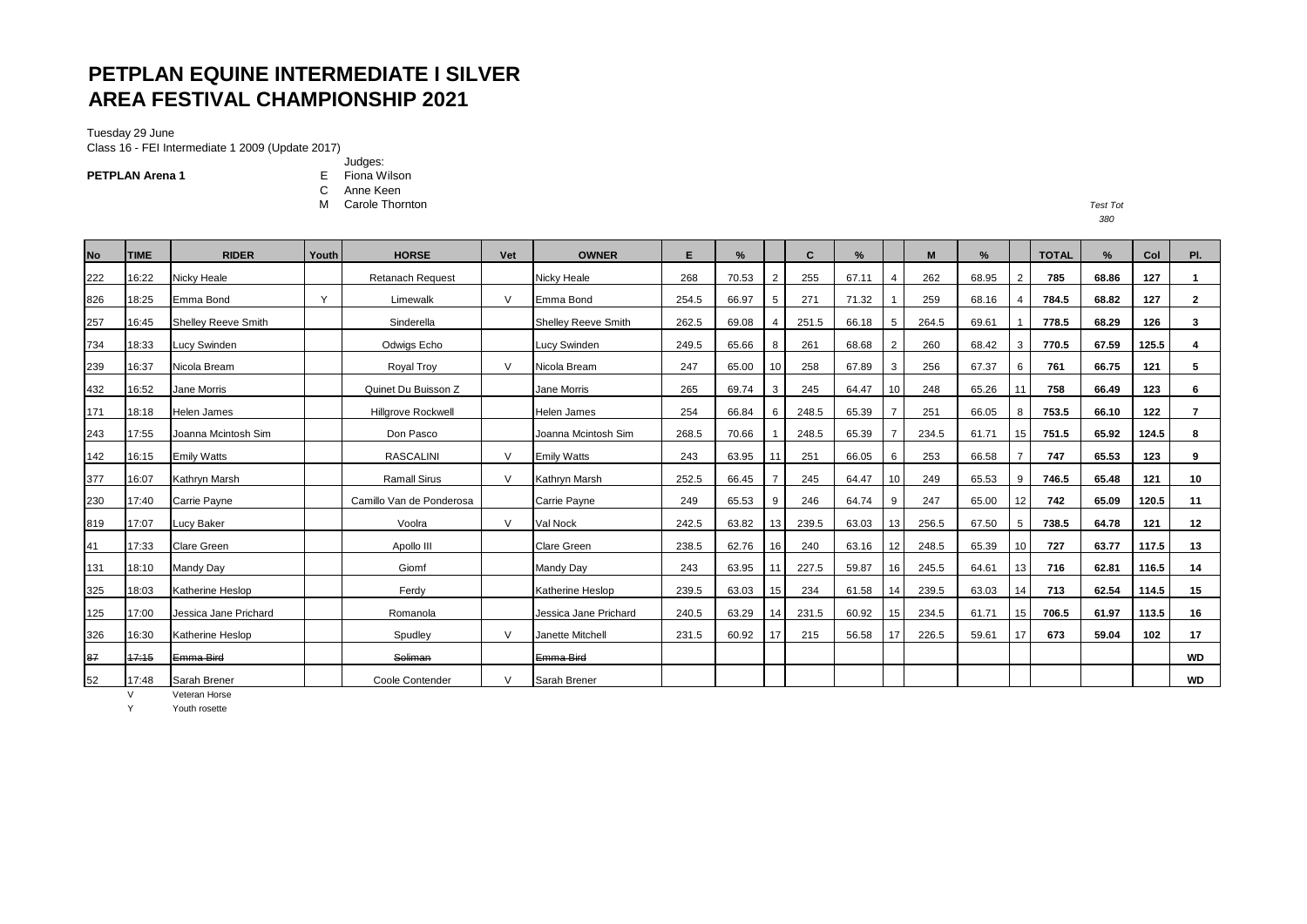# PETPLAN EQUINE INTERMEDIATE I SILVER AREA FESTIVAL CHAMPIONSHIP 2021

Tuesday 29 June
Class 16 - FEI Intermediate 1 2009 (Update 2017)

**PETPLAN Arena 1**

Judges:
E Fiona Wilson
C Anne Keen
M Carole Thornton

*Test Tot*
*380*

| No | TIME | RIDER | Youth | HORSE | Vet | OWNER | E | % | | C | % | | M | % | | TOTAL | % | Col | Pl. |
|---|---|---|---|---|---|---|---|---|---|---|---|---|---|---|---|---|---|---|---|
| 222 | 16:22 | Nicky Heale | | Retanach Request | | Nicky Heale | 268 | 70.53 | 2 | 255 | 67.11 | 4 | 262 | 68.95 | 2 | **785** | **68.86** | **127** | **1** |
| 826 | 18:25 | Emma Bond | Y | Limewalk | V | Emma Bond | 254.5 | 66.97 | 5 | 271 | 71.32 | 1 | 259 | 68.16 | 4 | **784.5** | **68.82** | **127** | **2** |
| 257 | 16:45 | Shelley Reeve Smith | | Sinderella | | Shelley Reeve Smith | 262.5 | 69.08 | 4 | 251.5 | 66.18 | 5 | 264.5 | 69.61 | 1 | **778.5** | **68.29** | **126** | **3** |
| 734 | 18:33 | Lucy Swinden | | Odwigs Echo | | Lucy Swinden | 249.5 | 65.66 | 8 | 261 | 68.68 | 2 | 260 | 68.42 | 3 | **770.5** | **67.59** | **125.5** | **4** |
| 239 | 16:37 | Nicola Bream | | Royal Troy | V | Nicola Bream | 247 | 65.00 | 10 | 258 | 67.89 | 3 | 256 | 67.37 | 6 | **761** | **66.75** | **121** | **5** |
| 432 | 16:52 | Jane Morris | | Quinet Du Buisson Z | | Jane Morris | 265 | 69.74 | 3 | 245 | 64.47 | 10 | 248 | 65.26 | 11 | **758** | **66.49** | **123** | **6** |
| 171 | 18:18 | Helen James | | Hillgrove Rockwell | | Helen James | 254 | 66.84 | 6 | 248.5 | 65.39 | 7 | 251 | 66.05 | 8 | **753.5** | **66.10** | **122** | **7** |
| 243 | 17:55 | Joanna Mcintosh Sim | | Don Pasco | | Joanna Mcintosh Sim | 268.5 | 70.66 | 1 | 248.5 | 65.39 | 7 | 234.5 | 61.71 | 15 | **751.5** | **65.92** | **124.5** | **8** |
| 142 | 16:15 | Emily Watts | | RASCALINI | V | Emily Watts | 243 | 63.95 | 11 | 251 | 66.05 | 6 | 253 | 66.58 | 7 | **747** | **65.53** | **123** | **9** |
| 377 | 16:07 | Kathryn Marsh | | Ramall Sirus | V | Kathryn Marsh | 252.5 | 66.45 | 7 | 245 | 64.47 | 10 | 249 | 65.53 | 9 | **746.5** | **65.48** | **121** | **10** |
| 230 | 17:40 | Carrie Payne | | Camillo Van de Ponderosa | | Carrie Payne | 249 | 65.53 | 9 | 246 | 64.74 | 9 | 247 | 65.00 | 12 | **742** | **65.09** | **120.5** | **11** |
| 819 | 17:07 | Lucy Baker | | Voolra | V | Val Nock | 242.5 | 63.82 | 13 | 239.5 | 63.03 | 13 | 256.5 | 67.50 | 5 | **738.5** | **64.78** | **121** | **12** |
| 41 | 17:33 | Clare Green | | Apollo III | | Clare Green | 238.5 | 62.76 | 16 | 240 | 63.16 | 12 | 248.5 | 65.39 | 10 | **727** | **63.77** | **117.5** | **13** |
| 131 | 18:10 | Mandy Day | | Giomf | | Mandy Day | 243 | 63.95 | 11 | 227.5 | 59.87 | 16 | 245.5 | 64.61 | 13 | **716** | **62.81** | **116.5** | **14** |
| 325 | 18:03 | Katherine Heslop | | Ferdy | | Katherine Heslop | 239.5 | 63.03 | 15 | 234 | 61.58 | 14 | 239.5 | 63.03 | 14 | **713** | **62.54** | **114.5** | **15** |
| 125 | 17:00 | Jessica Jane Prichard | | Romanola | | Jessica Jane Prichard | 240.5 | 63.29 | 14 | 231.5 | 60.92 | 15 | 234.5 | 61.71 | 15 | **706.5** | **61.97** | **113.5** | **16** |
| 326 | 16:30 | Katherine Heslop | | Spudley | V | Janette Mitchell | 231.5 | 60.92 | 17 | 215 | 56.58 | 17 | 226.5 | 59.61 | 17 | **673** | **59.04** | **102** | **17** |
| ~~87~~ | ~~17:15~~ | ~~Emma Bird~~ | | ~~Soliman~~ | | ~~Emma Bird~~ | | | | | | | | | | | | | **WD** |
| 52 | 17:48 | Sarah Brener | | Coole Contender | V | Sarah Brener | | | | | | | | | | | | | **WD** |

V Veteran Horse
Y Youth rosette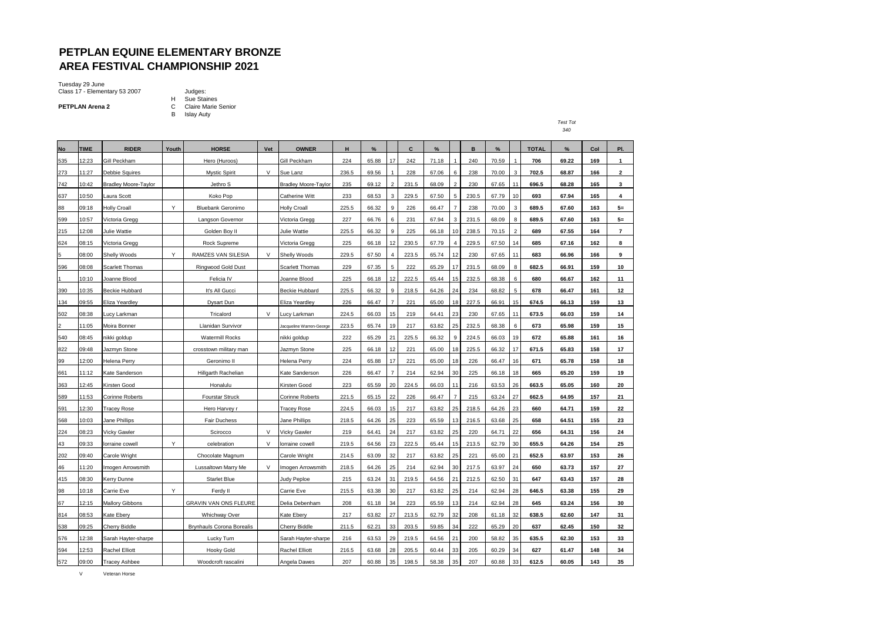# PETPLAN EQUINE ELEMENTARY BRONZE
# AREA FESTIVAL CHAMPIONSHIP 2021

Tuesday 29 June
Class 17 - Elementary 53 2007

**PETPLAN Arena 2**

Judges:
H Sue Staines
C Claire Marie Senior
B Islay Auty

*Test Tot*
*340*

| No | TIME | RIDER | Youth | HORSE | Vet | OWNER | H | % | | C | % | | B | % | | TOTAL | % | Col | Pl. |
|---|---|---|---|---|---|---|---|---|---|---|---|---|---|---|---|---|---|---|---|
| 535 | 12:23 | Gill Peckham | | Hero (Huroos) | | Gill Peckham | 224 | 65.88 | 17 | 242 | 71.18 | 1 | 240 | 70.59 | 1 | **706** | **69.22** | **169** | **1** |
| 273 | 11:27 | Debbie Squires | | Mystic Spirit | V | Sue Lanz | 236.5 | 69.56 | 1 | 228 | 67.06 | 6 | 238 | 70.00 | 3 | **702.5** | **68.87** | **166** | **2** |
| 742 | 10:42 | Bradley Moore-Taylor | | Jethro S | | Bradley Moore-Taylor | 235 | 69.12 | 2 | 231.5 | 68.09 | 2 | 230 | 67.65 | 11 | **696.5** | **68.28** | **165** | **3** |
| 637 | 10:50 | Laura Scott | | Koko Pop | | Catherine Witt | 233 | 68.53 | 3 | 229.5 | 67.50 | 5 | 230.5 | 67.79 | 10 | **693** | **67.94** | **165** | **4** |
| 88 | 09:18 | Holly Croall | Y | Bluebank Geronimo | | Holly Croall | 225.5 | 66.32 | 9 | 226 | 66.47 | 7 | 238 | 70.00 | 3 | **689.5** | **67.60** | **163** | **5=** |
| 599 | 10:57 | Victoria Gregg | | Langson Governor | | Victoria Gregg | 227 | 66.76 | 6 | 231 | 67.94 | 3 | 231.5 | 68.09 | 8 | **689.5** | **67.60** | **163** | **5=** |
| 215 | 12:08 | Julie Wattie | | Golden Boy II | | Julie Wattie | 225.5 | 66.32 | 9 | 225 | 66.18 | 10 | 238.5 | 70.15 | 2 | **689** | **67.55** | **164** | **7** |
| 624 | 08:15 | Victoria Gregg | | Rock Supreme | | Victoria Gregg | 225 | 66.18 | 12 | 230.5 | 67.79 | 4 | 229.5 | 67.50 | 14 | **685** | **67.16** | **162** | **8** |
| 5 | 08:00 | Shelly Woods | Y | RAMZES VAN SILESIA | V | Shelly Woods | 229.5 | 67.50 | 4 | 223.5 | 65.74 | 12 | 230 | 67.65 | 11 | **683** | **66.96** | **166** | **9** |
| 596 | 08:08 | Scarlett Thomas | | Ringwood Gold Dust | | Scarlett Thomas | 229 | 67.35 | 5 | 222 | 65.29 | 17 | 231.5 | 68.09 | 8 | **682.5** | **66.91** | **159** | **10** |
| 1 | 10:10 | Joanne Blood | | Felicia IV | | Joanne Blood | 225 | 66.18 | 12 | 222.5 | 65.44 | 15 | 232.5 | 68.38 | 6 | **680** | **66.67** | **162** | **11** |
| 390 | 10:35 | Beckie Hubbard | | It's All Gucci | | Beckie Hubbard | 225.5 | 66.32 | 9 | 218.5 | 64.26 | 24 | 234 | 68.82 | 5 | **678** | **66.47** | **161** | **12** |
| 134 | 09:55 | Eliza Yeardley | | Dysart Dun | | Eliza Yeardley | 226 | 66.47 | 7 | 221 | 65.00 | 18 | 227.5 | 66.91 | 15 | **674.5** | **66.13** | **159** | **13** |
| 502 | 08:38 | Lucy Larkman | | Tricalord | V | Lucy Larkman | 224.5 | 66.03 | 15 | 219 | 64.41 | 23 | 230 | 67.65 | 11 | **673.5** | **66.03** | **159** | **14** |
| 2 | 11:05 | Moira Bonner | | Llanidan Survivor | | Jacqueline Warren-George | 223.5 | 65.74 | 19 | 217 | 63.82 | 25 | 232.5 | 68.38 | 6 | **673** | **65.98** | **159** | **15** |
| 540 | 08:45 | nikki goldup | | Watermill Rocks | | nikki goldup | 222 | 65.29 | 21 | 225.5 | 66.32 | 9 | 224.5 | 66.03 | 19 | **672** | **65.88** | **161** | **16** |
| 822 | 09:48 | Jazmyn Stone | | crosstown military man | | Jazmyn Stone | 225 | 66.18 | 12 | 221 | 65.00 | 18 | 225.5 | 66.32 | 17 | **671.5** | **65.83** | **158** | **17** |
| 99 | 12:00 | Helena Perry | | Geronimo II | | Helena Perry | 224 | 65.88 | 17 | 221 | 65.00 | 18 | 226 | 66.47 | 16 | **671** | **65.78** | **158** | **18** |
| 661 | 11:12 | Kate Sanderson | | Hillgarth Rachelian | | Kate Sanderson | 226 | 66.47 | 7 | 214 | 62.94 | 30 | 225 | 66.18 | 18 | **665** | **65.20** | **159** | **19** |
| 363 | 12:45 | Kirsten Good | | Honalulu | | Kirsten Good | 223 | 65.59 | 20 | 224.5 | 66.03 | 11 | 216 | 63.53 | 26 | **663.5** | **65.05** | **160** | **20** |
| 589 | 11:53 | Corinne Roberts | | Fourstar Struck | | Corinne Roberts | 221.5 | 65.15 | 22 | 226 | 66.47 | 7 | 215 | 63.24 | 27 | **662.5** | **64.95** | **157** | **21** |
| 591 | 12:30 | Tracey Rose | | Hero Harvey r | | Tracey Rose | 224.5 | 66.03 | 15 | 217 | 63.82 | 25 | 218.5 | 64.26 | 23 | **660** | **64.71** | **159** | **22** |
| 568 | 10:03 | Jane Phillips | | Fair Duchess | | Jane Phillips | 218.5 | 64.26 | 25 | 223 | 65.59 | 13 | 216.5 | 63.68 | 25 | **658** | **64.51** | **155** | **23** |
| 224 | 08:23 | Vicky Gawler | | Scirocco | V | Vicky Gawler | 219 | 64.41 | 24 | 217 | 63.82 | 25 | 220 | 64.71 | 22 | **656** | **64.31** | **156** | **24** |
| 43 | 09:33 | lorraine cowell | Y | celebration | V | lorraine cowell | 219.5 | 64.56 | 23 | 222.5 | 65.44 | 15 | 213.5 | 62.79 | 30 | **655.5** | **64.26** | **154** | **25** |
| 202 | 09:40 | Carole Wright | | Chocolate Magnum | | Carole Wright | 214.5 | 63.09 | 32 | 217 | 63.82 | 25 | 221 | 65.00 | 21 | **652.5** | **63.97** | **153** | **26** |
| 46 | 11:20 | Imogen Arrowsmith | | Lussaltown Marry Me | V | Imogen Arrowsmith | 218.5 | 64.26 | 25 | 214 | 62.94 | 30 | 217.5 | 63.97 | 24 | **650** | **63.73** | **157** | **27** |
| 415 | 08:30 | Kerry Dunne | | Starlet Blue | | Judy Peploe | 215 | 63.24 | 31 | 219.5 | 64.56 | 21 | 212.5 | 62.50 | 31 | **647** | **63.43** | **157** | **28** |
| 98 | 10:18 | Carrie Eve | Y | Ferdy II | | Carrie Eve | 215.5 | 63.38 | 30 | 217 | 63.82 | 25 | 214 | 62.94 | 28 | **646.5** | **63.38** | **155** | **29** |
| 67 | 12:15 | Mallory Gibbons | | GRAVIN VAN ONS FLEURE | | Delia Debenham | 208 | 61.18 | 34 | 223 | 65.59 | 13 | 214 | 62.94 | 28 | **645** | **63.24** | **156** | **30** |
| 814 | 08:53 | Kate Ebery | | Whichway Over | | Kate Ebery | 217 | 63.82 | 27 | 213.5 | 62.79 | 32 | 208 | 61.18 | 32 | **638.5** | **62.60** | **147** | **31** |
| 538 | 09:25 | Cherry Biddle | | Brynhauls Corona Borealis | | Cherry Biddle | 211.5 | 62.21 | 33 | 203.5 | 59.85 | 34 | 222 | 65.29 | 20 | **637** | **62.45** | **150** | **32** |
| 576 | 12:38 | Sarah Hayter-sharpe | | Lucky Turn | | Sarah Hayter-sharpe | 216 | 63.53 | 29 | 219.5 | 64.56 | 21 | 200 | 58.82 | 35 | **635.5** | **62.30** | **153** | **33** |
| 594 | 12:53 | Rachel Elliott | | Hooky Gold | | Rachel Elliott | 216.5 | 63.68 | 28 | 205.5 | 60.44 | 33 | 205 | 60.29 | 34 | **627** | **61.47** | **148** | **34** |
| 572 | 09:00 | Tracey Ashbee | | Woodcroft rascalini | | Angela Dawes | 207 | 60.88 | 35 | 198.5 | 58.38 | 35 | 207 | 60.88 | 33 | **612.5** | **60.05** | **143** | **35** |

V Veteran Horse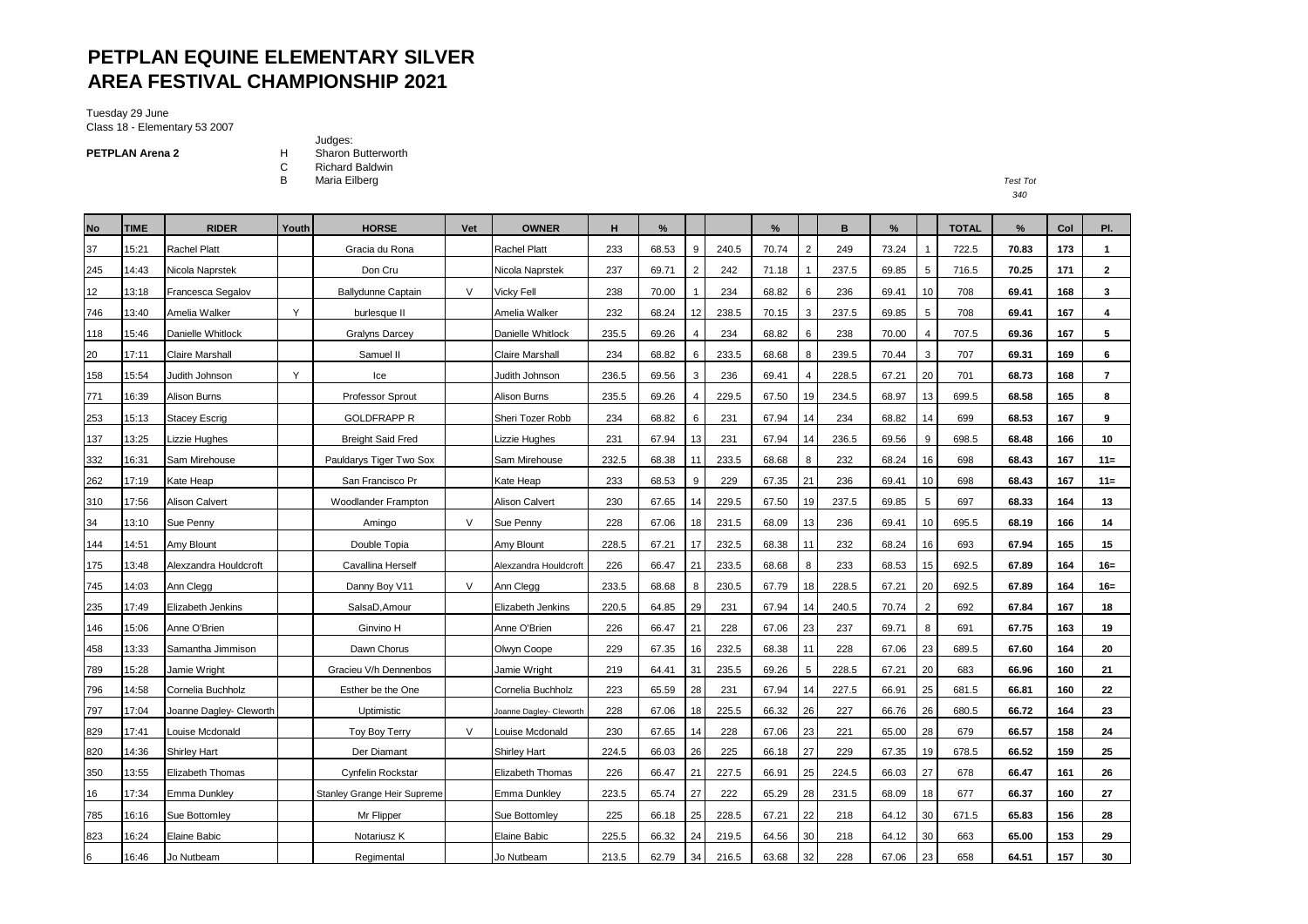# PETPLAN EQUINE ELEMENTARY SILVER AREA FESTIVAL CHAMPIONSHIP 2021

Tuesday 29 June
Class 18 - Elementary 53 2007

**PETPLAN Arena 2**

Judges:
H Sharon Butterworth
C Richard Baldwin
B Maria Eilberg

*Test Tot*
*340*

| No | TIME | RIDER | Youth | HORSE | Vet | OWNER | H | % | | | % | | B | % | | TOTAL | % | Col | Pl. |
|---|---|---|---|---|---|---|---|---|---|---|---|---|---|---|---|---|---|---|---|
| 37 | 15:21 | Rachel Platt | | Gracia du Rona | | Rachel Platt | 233 | 68.53 | 9 | 240.5 | 70.74 | 2 | 249 | 73.24 | 1 | 722.5 | **70.83** | **173** | **1** |
| 245 | 14:43 | Nicola Naprstek | | Don Cru | | Nicola Naprstek | 237 | 69.71 | 2 | 242 | 71.18 | 1 | 237.5 | 69.85 | 5 | 716.5 | **70.25** | **171** | **2** |
| 12 | 13:18 | Francesca Segalov | | Ballydunne Captain | V | Vicky Fell | 238 | 70.00 | 1 | 234 | 68.82 | 6 | 236 | 69.41 | 10 | 708 | **69.41** | **168** | **3** |
| 746 | 13:40 | Amelia Walker | Y | burlesque II | | Amelia Walker | 232 | 68.24 | 12 | 238.5 | 70.15 | 3 | 237.5 | 69.85 | 5 | 708 | **69.41** | **167** | **4** |
| 118 | 15:46 | Danielle Whitlock | | Gralyns Darcey | | Danielle Whitlock | 235.5 | 69.26 | 4 | 234 | 68.82 | 6 | 238 | 70.00 | 4 | 707.5 | **69.36** | **167** | **5** |
| 20 | 17:11 | Claire Marshall | | Samuel II | | Claire Marshall | 234 | 68.82 | 6 | 233.5 | 68.68 | 8 | 239.5 | 70.44 | 3 | 707 | **69.31** | **169** | **6** |
| 158 | 15:54 | Judith Johnson | Y | Ice | | Judith Johnson | 236.5 | 69.56 | 3 | 236 | 69.41 | 4 | 228.5 | 67.21 | 20 | 701 | **68.73** | **168** | **7** |
| 771 | 16:39 | Alison Burns | | Professor Sprout | | Alison Burns | 235.5 | 69.26 | 4 | 229.5 | 67.50 | 19 | 234.5 | 68.97 | 13 | 699.5 | **68.58** | **165** | **8** |
| 253 | 15:13 | Stacey Escrig | | GOLDFRAPP R | | Sheri Tozer Robb | 234 | 68.82 | 6 | 231 | 67.94 | 14 | 234 | 68.82 | 14 | 699 | **68.53** | **167** | **9** |
| 137 | 13:25 | Lizzie Hughes | | Breight Said Fred | | Lizzie Hughes | 231 | 67.94 | 13 | 231 | 67.94 | 14 | 236.5 | 69.56 | 9 | 698.5 | **68.48** | **166** | **10** |
| 332 | 16:31 | Sam Mirehouse | | Pauldarys Tiger Two Sox | | Sam Mirehouse | 232.5 | 68.38 | 11 | 233.5 | 68.68 | 8 | 232 | 68.24 | 16 | 698 | **68.43** | **167** | **11=** |
| 262 | 17:19 | Kate Heap | | San Francisco Pr | | Kate Heap | 233 | 68.53 | 9 | 229 | 67.35 | 21 | 236 | 69.41 | 10 | 698 | **68.43** | **167** | **11=** |
| 310 | 17:56 | Alison Calvert | | Woodlander Frampton | | Alison Calvert | 230 | 67.65 | 14 | 229.5 | 67.50 | 19 | 237.5 | 69.85 | 5 | 697 | **68.33** | **164** | **13** |
| 34 | 13:10 | Sue Penny | | Amingo | V | Sue Penny | 228 | 67.06 | 18 | 231.5 | 68.09 | 13 | 236 | 69.41 | 10 | 695.5 | **68.19** | **166** | **14** |
| 144 | 14:51 | Amy Blount | | Double Topia | | Amy Blount | 228.5 | 67.21 | 17 | 232.5 | 68.38 | 11 | 232 | 68.24 | 16 | 693 | **67.94** | **165** | **15** |
| 175 | 13:48 | Alexzandra Houldcroft | | Cavallina Herself | | Alexzandra Houldcroft | 226 | 66.47 | 21 | 233.5 | 68.68 | 8 | 233 | 68.53 | 15 | 692.5 | **67.89** | **164** | **16=** |
| 745 | 14:03 | Ann Clegg | | Danny Boy V11 | V | Ann Clegg | 233.5 | 68.68 | 8 | 230.5 | 67.79 | 18 | 228.5 | 67.21 | 20 | 692.5 | **67.89** | **164** | **16=** |
| 235 | 17:49 | Elizabeth Jenkins | | SalsaD,Amour | | Elizabeth Jenkins | 220.5 | 64.85 | 29 | 231 | 67.94 | 14 | 240.5 | 70.74 | 2 | 692 | **67.84** | **167** | **18** |
| 146 | 15:06 | Anne O'Brien | | Ginvino H | | Anne O'Brien | 226 | 66.47 | 21 | 228 | 67.06 | 23 | 237 | 69.71 | 8 | 691 | **67.75** | **163** | **19** |
| 458 | 13:33 | Samantha Jimmison | | Dawn Chorus | | Olwyn Coope | 229 | 67.35 | 16 | 232.5 | 68.38 | 11 | 228 | 67.06 | 23 | 689.5 | **67.60** | **164** | **20** |
| 789 | 15:28 | Jamie Wright | | Gracieu V/h Dennenbos | | Jamie Wright | 219 | 64.41 | 31 | 235.5 | 69.26 | 5 | 228.5 | 67.21 | 20 | 683 | **66.96** | **160** | **21** |
| 796 | 14:58 | Cornelia Buchholz | | Esther be the One | | Cornelia Buchholz | 223 | 65.59 | 28 | 231 | 67.94 | 14 | 227.5 | 66.91 | 25 | 681.5 | **66.81** | **160** | **22** |
| 797 | 17:04 | Joanne Dagley- Cleworth | | Uptimistic | | Joanne Dagley- Cleworth | 228 | 67.06 | 18 | 225.5 | 66.32 | 26 | 227 | 66.76 | 26 | 680.5 | **66.72** | **164** | **23** |
| 829 | 17:41 | Louise Mcdonald | | Toy Boy Terry | V | Louise Mcdonald | 230 | 67.65 | 14 | 228 | 67.06 | 23 | 221 | 65.00 | 28 | 679 | **66.57** | **158** | **24** |
| 820 | 14:36 | Shirley Hart | | Der Diamant | | Shirley Hart | 224.5 | 66.03 | 26 | 225 | 66.18 | 27 | 229 | 67.35 | 19 | 678.5 | **66.52** | **159** | **25** |
| 350 | 13:55 | Elizabeth Thomas | | Cynfelin Rockstar | | Elizabeth Thomas | 226 | 66.47 | 21 | 227.5 | 66.91 | 25 | 224.5 | 66.03 | 27 | 678 | **66.47** | **161** | **26** |
| 16 | 17:34 | Emma Dunkley | | Stanley Grange Heir Supreme | | Emma Dunkley | 223.5 | 65.74 | 27 | 222 | 65.29 | 28 | 231.5 | 68.09 | 18 | 677 | **66.37** | **160** | **27** |
| 785 | 16:16 | Sue Bottomley | | Mr Flipper | | Sue Bottomley | 225 | 66.18 | 25 | 228.5 | 67.21 | 22 | 218 | 64.12 | 30 | 671.5 | **65.83** | **156** | **28** |
| 823 | 16:24 | Elaine Babic | | Notariusz K | | Elaine Babic | 225.5 | 66.32 | 24 | 219.5 | 64.56 | 30 | 218 | 64.12 | 30 | 663 | **65.00** | **153** | **29** |
| 6 | 16:46 | Jo Nutbeam | | Regimental | | Jo Nutbeam | 213.5 | 62.79 | 34 | 216.5 | 63.68 | 32 | 228 | 67.06 | 23 | 658 | **64.51** | **157** | **30** |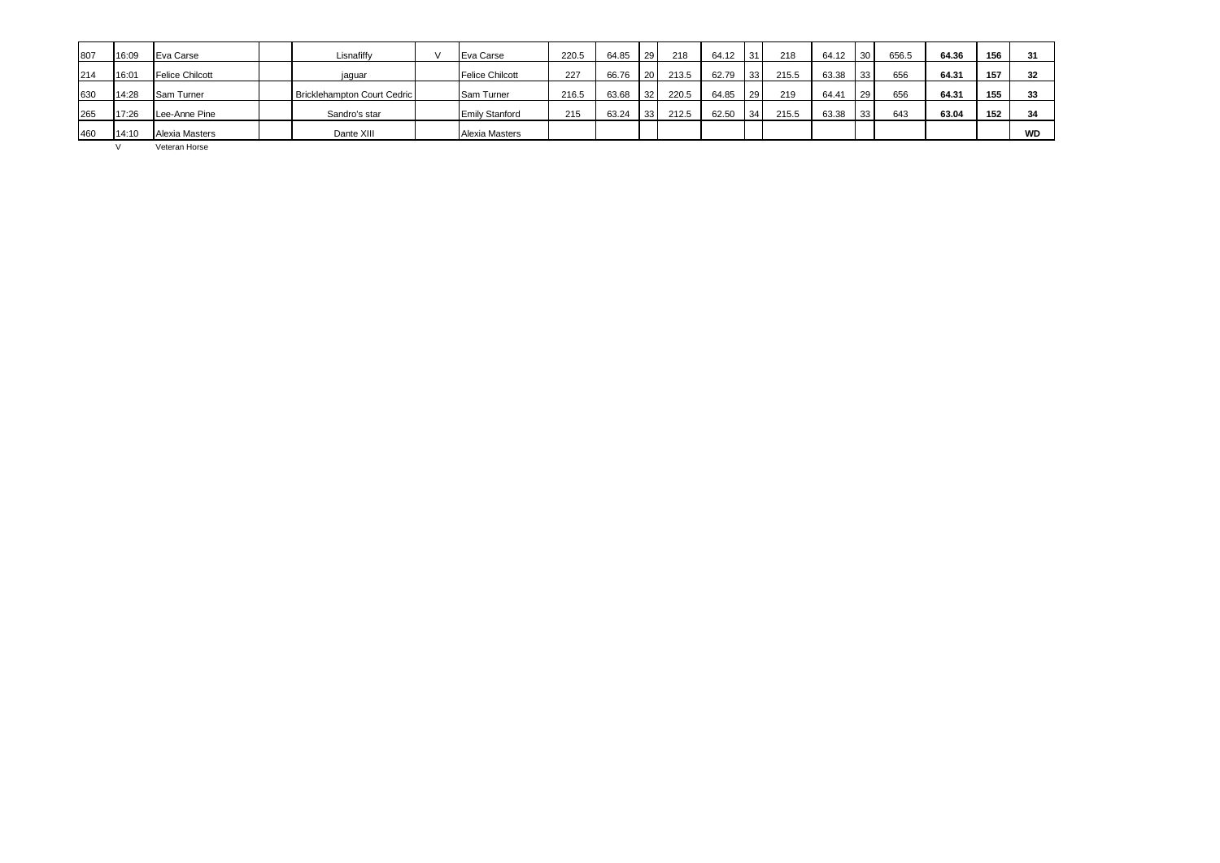| | | | | | | | | | | | | | | | | | | | | | |
|---|---|---|---|---|---|---|---|---|---|---|---|---|---|---|---|---|---|---|---|---|---|
| 807 | 16:09 | Eva Carse | | Lisnafiffy | V | Eva Carse | 220.5 | 64.85 | 29 | 218 | 64.12 | 31 | 218 | 64.12 | 30 | 656.5 | **64.36** | **156** | **31** |
| 214 | 16:01 | Felice Chilcott | | jaguar | | Felice Chilcott | 227 | 66.76 | 20 | 213.5 | 62.79 | 33 | 215.5 | 63.38 | 33 | 656 | **64.31** | **157** | **32** |
| 630 | 14:28 | Sam Turner | | Bricklehampton Court Cedric | | Sam Turner | 216.5 | 63.68 | 32 | 220.5 | 64.85 | 29 | 219 | 64.41 | 29 | 656 | **64.31** | **155** | **33** |
| 265 | 17:26 | Lee-Anne Pine | | Sandro's star | | Emily Stanford | 215 | 63.24 | 33 | 212.5 | 62.50 | 34 | 215.5 | 63.38 | 33 | 643 | **63.04** | **152** | **34** |
| 460 | 14:10 | Alexia Masters | | Dante XIII | | Alexia Masters | | | | | | | | | | | | | **WD** |

V Veteran Horse